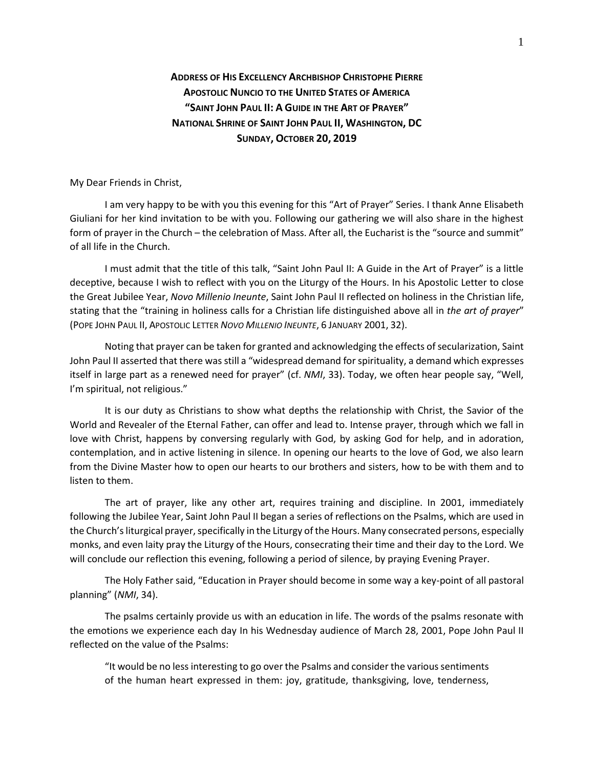**ADDRESS OF HIS EXCELLENCY ARCHBISHOP CHRISTOPHE PIERRE**
**APOSTOLIC NUNCIO TO THE UNITED STATES OF AMERICA**
**"SAINT JOHN PAUL II: A GUIDE IN THE ART OF PRAYER"**
**NATIONAL SHRINE OF SAINT JOHN PAUL II, WASHINGTON, DC**
**SUNDAY, OCTOBER 20, 2019**

My Dear Friends in Christ,

I am very happy to be with you this evening for this "Art of Prayer" Series. I thank Anne Elisabeth Giuliani for her kind invitation to be with you. Following our gathering we will also share in the highest form of prayer in the Church – the celebration of Mass. After all, the Eucharist is the "source and summit" of all life in the Church.

I must admit that the title of this talk, "Saint John Paul II: A Guide in the Art of Prayer" is a little deceptive, because I wish to reflect with you on the Liturgy of the Hours. In his Apostolic Letter to close the Great Jubilee Year, *Novo Millenio Ineunte*, Saint John Paul II reflected on holiness in the Christian life, stating that the "training in holiness calls for a Christian life distinguished above all in *the art of prayer*" (POPE JOHN PAUL II, APOSTOLIC LETTER *NOVO MILLENIO INEUNTE*, 6 JANUARY 2001, 32).

Noting that prayer can be taken for granted and acknowledging the effects of secularization, Saint John Paul II asserted that there was still a "widespread demand for spirituality, a demand which expresses itself in large part as a renewed need for prayer" (cf. *NMI*, 33). Today, we often hear people say, "Well, I'm spiritual, not religious."

It is our duty as Christians to show what depths the relationship with Christ, the Savior of the World and Revealer of the Eternal Father, can offer and lead to. Intense prayer, through which we fall in love with Christ, happens by conversing regularly with God, by asking God for help, and in adoration, contemplation, and in active listening in silence. In opening our hearts to the love of God, we also learn from the Divine Master how to open our hearts to our brothers and sisters, how to be with them and to listen to them.

The art of prayer, like any other art, requires training and discipline. In 2001, immediately following the Jubilee Year, Saint John Paul II began a series of reflections on the Psalms, which are used in the Church's liturgical prayer, specifically in the Liturgy of the Hours. Many consecrated persons, especially monks, and even laity pray the Liturgy of the Hours, consecrating their time and their day to the Lord. We will conclude our reflection this evening, following a period of silence, by praying Evening Prayer.

The Holy Father said, "Education in Prayer should become in some way a key-point of all pastoral planning" (*NMI*, 34).

The psalms certainly provide us with an education in life. The words of the psalms resonate with the emotions we experience each day In his Wednesday audience of March 28, 2001, Pope John Paul II reflected on the value of the Psalms:

> "It would be no less interesting to go over the Psalms and consider the various sentiments of the human heart expressed in them: joy, gratitude, thanksgiving, love, tenderness,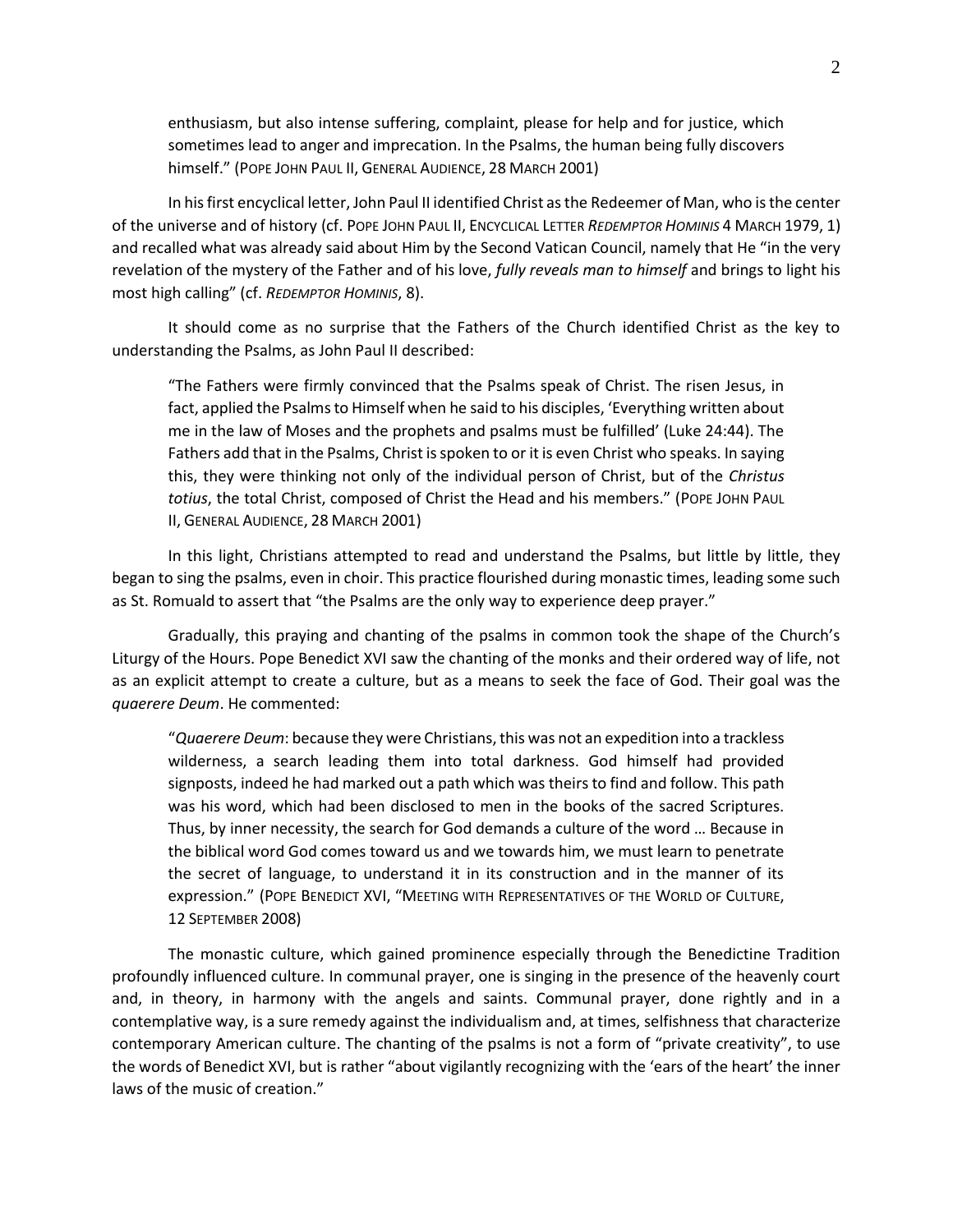> enthusiasm, but also intense suffering, complaint, please for help and for justice, which sometimes lead to anger and imprecation. In the Psalms, the human being fully discovers himself." (POPE JOHN PAUL II, GENERAL AUDIENCE, 28 MARCH 2001)

In his first encyclical letter, John Paul II identified Christ as the Redeemer of Man, who is the center of the universe and of history (cf. POPE JOHN PAUL II, ENCYCLICAL LETTER *REDEMPTOR HOMINIS* 4 MARCH 1979, 1) and recalled what was already said about Him by the Second Vatican Council, namely that He "in the very revelation of the mystery of the Father and of his love, *fully reveals man to himself* and brings to light his most high calling" (cf. *REDEMPTOR HOMINIS*, 8).

It should come as no surprise that the Fathers of the Church identified Christ as the key to understanding the Psalms, as John Paul II described:

> "The Fathers were firmly convinced that the Psalms speak of Christ. The risen Jesus, in fact, applied the Psalms to Himself when he said to his disciples, 'Everything written about me in the law of Moses and the prophets and psalms must be fulfilled' (Luke 24:44). The Fathers add that in the Psalms, Christ is spoken to or it is even Christ who speaks. In saying this, they were thinking not only of the individual person of Christ, but of the *Christus totius*, the total Christ, composed of Christ the Head and his members." (POPE JOHN PAUL II, GENERAL AUDIENCE, 28 MARCH 2001)

In this light, Christians attempted to read and understand the Psalms, but little by little, they began to sing the psalms, even in choir. This practice flourished during monastic times, leading some such as St. Romuald to assert that "the Psalms are the only way to experience deep prayer."

Gradually, this praying and chanting of the psalms in common took the shape of the Church's Liturgy of the Hours. Pope Benedict XVI saw the chanting of the monks and their ordered way of life, not as an explicit attempt to create a culture, but as a means to seek the face of God. Their goal was the *quaerere Deum*. He commented:

> "*Quaerere Deum*: because they were Christians, this was not an expedition into a trackless wilderness, a search leading them into total darkness. God himself had provided signposts, indeed he had marked out a path which was theirs to find and follow. This path was his word, which had been disclosed to men in the books of the sacred Scriptures. Thus, by inner necessity, the search for God demands a culture of the word … Because in the biblical word God comes toward us and we towards him, we must learn to penetrate the secret of language, to understand it in its construction and in the manner of its expression." (POPE BENEDICT XVI, "MEETING WITH REPRESENTATIVES OF THE WORLD OF CULTURE, 12 SEPTEMBER 2008)

The monastic culture, which gained prominence especially through the Benedictine Tradition profoundly influenced culture. In communal prayer, one is singing in the presence of the heavenly court and, in theory, in harmony with the angels and saints. Communal prayer, done rightly and in a contemplative way, is a sure remedy against the individualism and, at times, selfishness that characterize contemporary American culture. The chanting of the psalms is not a form of "private creativity", to use the words of Benedict XVI, but is rather "about vigilantly recognizing with the 'ears of the heart' the inner laws of the music of creation."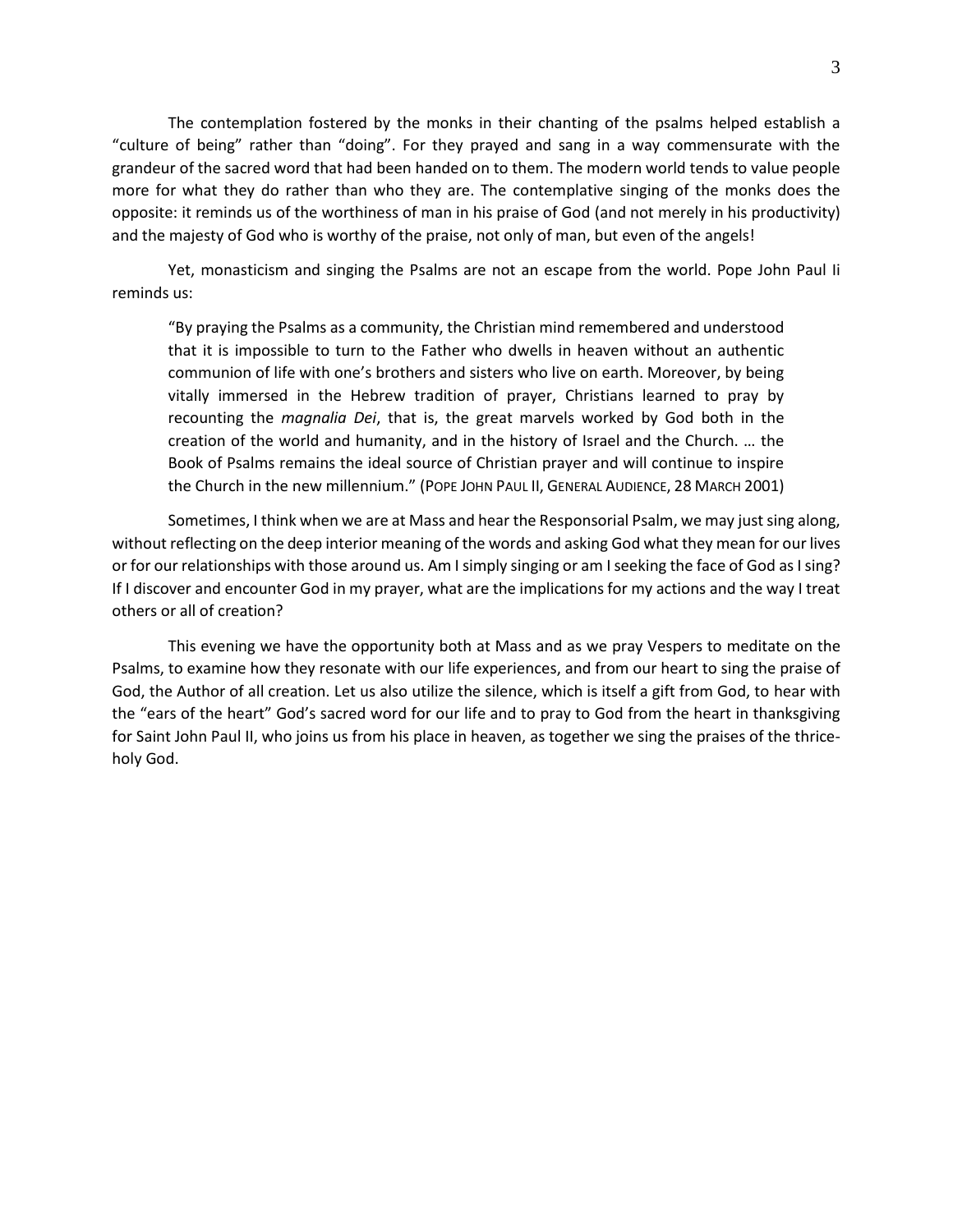The contemplation fostered by the monks in their chanting of the psalms helped establish a "culture of being" rather than "doing". For they prayed and sang in a way commensurate with the grandeur of the sacred word that had been handed on to them. The modern world tends to value people more for what they do rather than who they are. The contemplative singing of the monks does the opposite: it reminds us of the worthiness of man in his praise of God (and not merely in his productivity) and the majesty of God who is worthy of the praise, not only of man, but even of the angels!

Yet, monasticism and singing the Psalms are not an escape from the world. Pope John Paul Ii reminds us:

> "By praying the Psalms as a community, the Christian mind remembered and understood that it is impossible to turn to the Father who dwells in heaven without an authentic communion of life with one's brothers and sisters who live on earth. Moreover, by being vitally immersed in the Hebrew tradition of prayer, Christians learned to pray by recounting the *magnalia Dei*, that is, the great marvels worked by God both in the creation of the world and humanity, and in the history of Israel and the Church. … the Book of Psalms remains the ideal source of Christian prayer and will continue to inspire the Church in the new millennium." (Pope John Paul II, General Audience, 28 March 2001)

Sometimes, I think when we are at Mass and hear the Responsorial Psalm, we may just sing along, without reflecting on the deep interior meaning of the words and asking God what they mean for our lives or for our relationships with those around us. Am I simply singing or am I seeking the face of God as I sing? If I discover and encounter God in my prayer, what are the implications for my actions and the way I treat others or all of creation?

This evening we have the opportunity both at Mass and as we pray Vespers to meditate on the Psalms, to examine how they resonate with our life experiences, and from our heart to sing the praise of God, the Author of all creation. Let us also utilize the silence, which is itself a gift from God, to hear with the "ears of the heart" God's sacred word for our life and to pray to God from the heart in thanksgiving for Saint John Paul II, who joins us from his place in heaven, as together we sing the praises of the thrice-holy God.